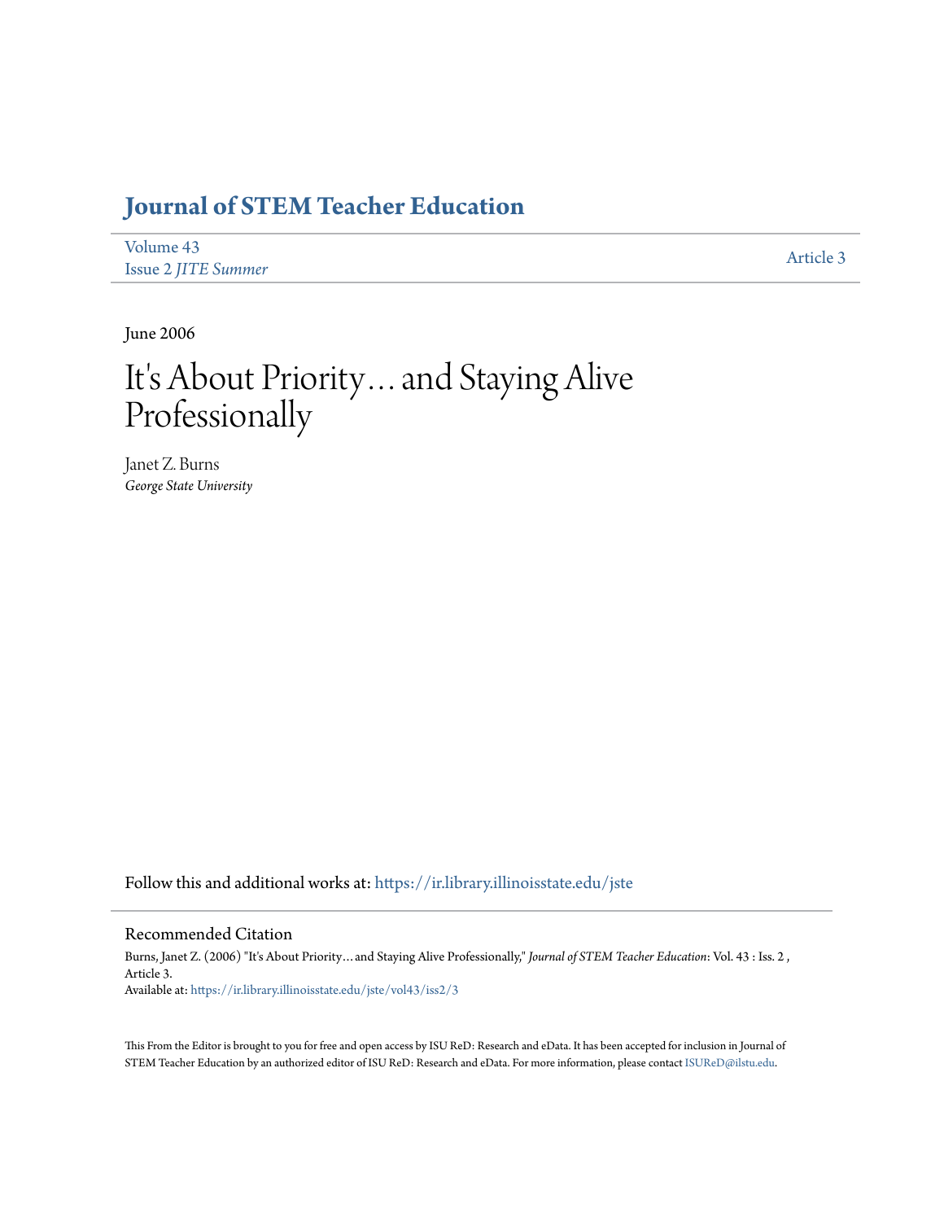# Journal of STEM Teacher Education

Volume 43
Issue 2 *JITE Summer*

Article 3

June 2006

# It's About Priority… and Staying Alive Professionally

Janet Z. Burns
*George State University*

Follow this and additional works at: https://ir.library.illinoisstate.edu/jste

## Recommended Citation

Burns, Janet Z. (2006) "It's About Priority… and Staying Alive Professionally," *Journal of STEM Teacher Education*: Vol. 43 : Iss. 2 , Article 3.
Available at: https://ir.library.illinoisstate.edu/jste/vol43/iss2/3

This From the Editor is brought to you for free and open access by ISU ReD: Research and eData. It has been accepted for inclusion in Journal of STEM Teacher Education by an authorized editor of ISU ReD: Research and eData. For more information, please contact ISUReD@ilstu.edu.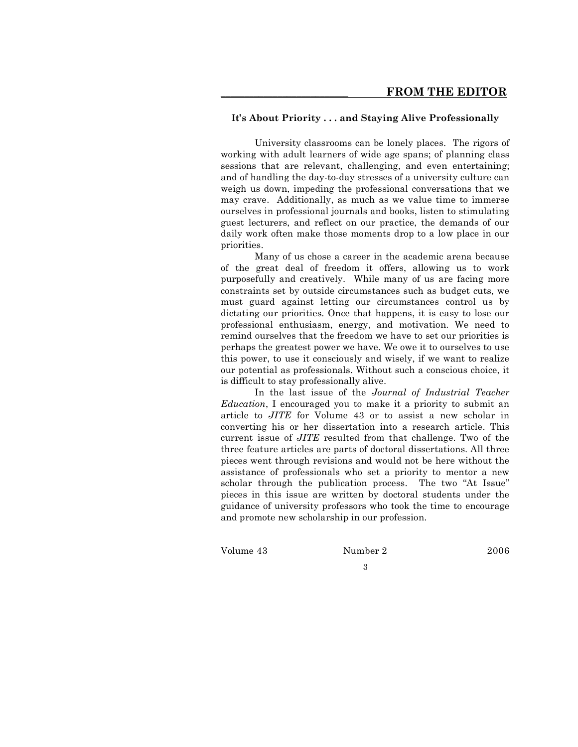## FROM THE EDITOR

### It's About Priority . . . and Staying Alive Professionally

University classrooms can be lonely places. The rigors of working with adult learners of wide age spans; of planning class sessions that are relevant, challenging, and even entertaining; and of handling the day-to-day stresses of a university culture can weigh us down, impeding the professional conversations that we may crave. Additionally, as much as we value time to immerse ourselves in professional journals and books, listen to stimulating guest lecturers, and reflect on our practice, the demands of our daily work often make those moments drop to a low place in our priorities.

Many of us chose a career in the academic arena because of the great deal of freedom it offers, allowing us to work purposefully and creatively. While many of us are facing more constraints set by outside circumstances such as budget cuts, we must guard against letting our circumstances control us by dictating our priorities. Once that happens, it is easy to lose our professional enthusiasm, energy, and motivation. We need to remind ourselves that the freedom we have to set our priorities is perhaps the greatest power we have. We owe it to ourselves to use this power, to use it consciously and wisely, if we want to realize our potential as professionals. Without such a conscious choice, it is difficult to stay professionally alive.

In the last issue of the *Journal of Industrial Teacher Education*, I encouraged you to make it a priority to submit an article to *JITE* for Volume 43 or to assist a new scholar in converting his or her dissertation into a research article. This current issue of *JITE* resulted from that challenge. Two of the three feature articles are parts of doctoral dissertations. All three pieces went through revisions and would not be here without the assistance of professionals who set a priority to mentor a new scholar through the publication process. The two "At Issue" pieces in this issue are written by doctoral students under the guidance of university professors who took the time to encourage and promote new scholarship in our profession.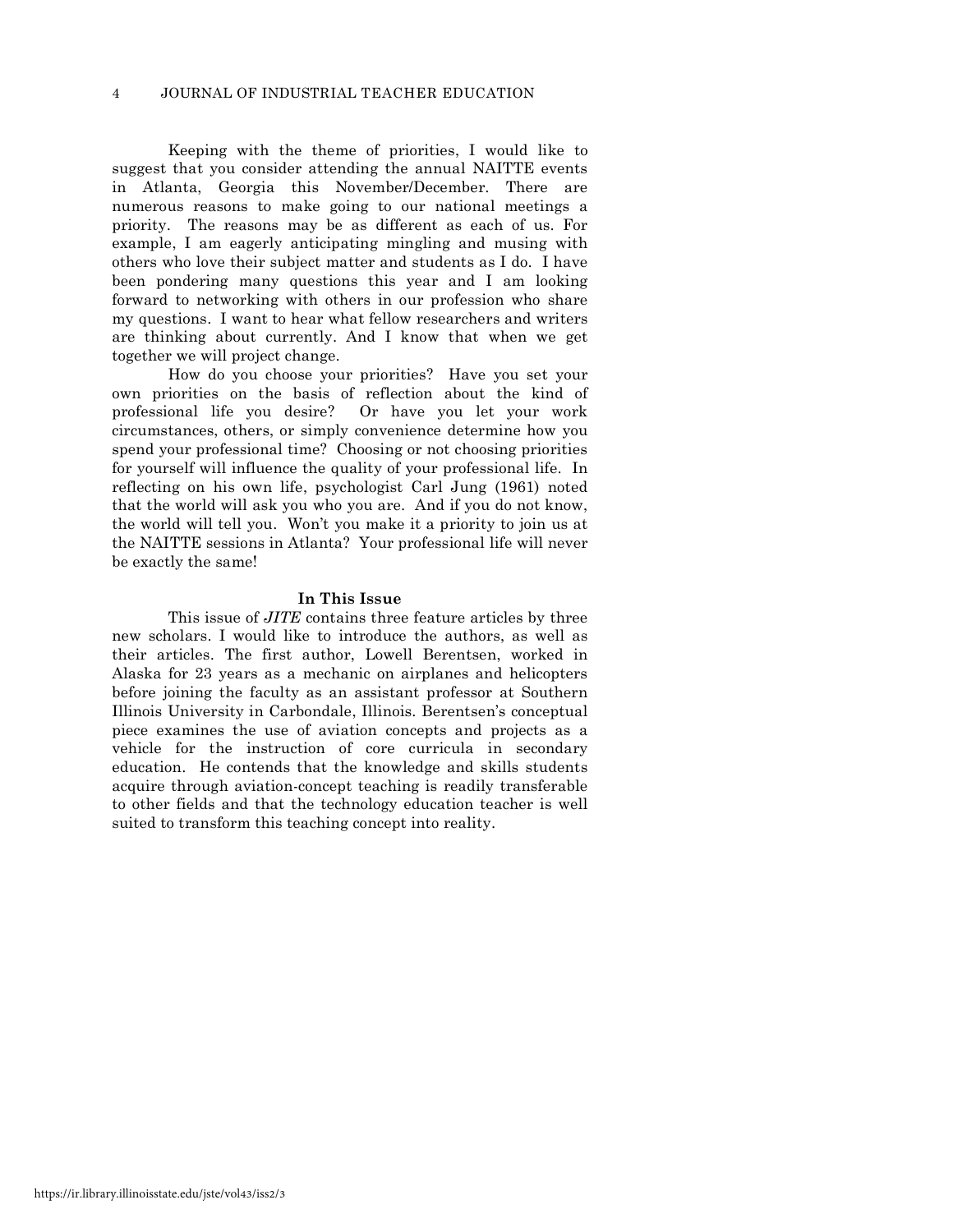Keeping with the theme of priorities, I would like to suggest that you consider attending the annual NAITTE events in Atlanta, Georgia this November/December. There are numerous reasons to make going to our national meetings a priority. The reasons may be as different as each of us. For example, I am eagerly anticipating mingling and musing with others who love their subject matter and students as I do. I have been pondering many questions this year and I am looking forward to networking with others in our profession who share my questions. I want to hear what fellow researchers and writers are thinking about currently. And I know that when we get together we will project change.

How do you choose your priorities? Have you set your own priorities on the basis of reflection about the kind of professional life you desire? Or have you let your work circumstances, others, or simply convenience determine how you spend your professional time? Choosing or not choosing priorities for yourself will influence the quality of your professional life. In reflecting on his own life, psychologist Carl Jung (1961) noted that the world will ask you who you are. And if you do not know, the world will tell you. Won't you make it a priority to join us at the NAITTE sessions in Atlanta? Your professional life will never be exactly the same!

## In This Issue

This issue of *JITE* contains three feature articles by three new scholars. I would like to introduce the authors, as well as their articles. The first author, Lowell Berentsen, worked in Alaska for 23 years as a mechanic on airplanes and helicopters before joining the faculty as an assistant professor at Southern Illinois University in Carbondale, Illinois. Berentsen's conceptual piece examines the use of aviation concepts and projects as a vehicle for the instruction of core curricula in secondary education. He contends that the knowledge and skills students acquire through aviation-concept teaching is readily transferable to other fields and that the technology education teacher is well suited to transform this teaching concept into reality.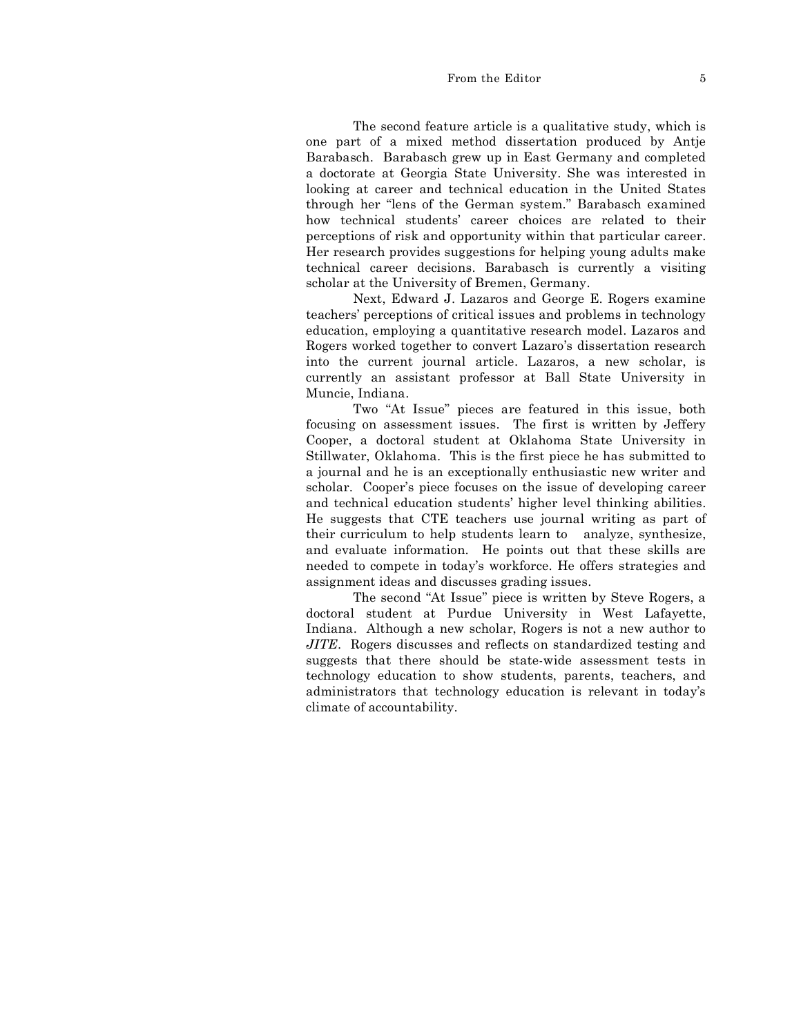The second feature article is a qualitative study, which is one part of a mixed method dissertation produced by Antje Barabasch. Barabasch grew up in East Germany and completed a doctorate at Georgia State University. She was interested in looking at career and technical education in the United States through her "lens of the German system." Barabasch examined how technical students' career choices are related to their perceptions of risk and opportunity within that particular career. Her research provides suggestions for helping young adults make technical career decisions. Barabasch is currently a visiting scholar at the University of Bremen, Germany.

Next, Edward J. Lazaros and George E. Rogers examine teachers' perceptions of critical issues and problems in technology education, employing a quantitative research model. Lazaros and Rogers worked together to convert Lazaro's dissertation research into the current journal article. Lazaros, a new scholar, is currently an assistant professor at Ball State University in Muncie, Indiana.

Two "At Issue" pieces are featured in this issue, both focusing on assessment issues. The first is written by Jeffery Cooper, a doctoral student at Oklahoma State University in Stillwater, Oklahoma. This is the first piece he has submitted to a journal and he is an exceptionally enthusiastic new writer and scholar. Cooper's piece focuses on the issue of developing career and technical education students' higher level thinking abilities. He suggests that CTE teachers use journal writing as part of their curriculum to help students learn to analyze, synthesize, and evaluate information. He points out that these skills are needed to compete in today's workforce. He offers strategies and assignment ideas and discusses grading issues.

The second "At Issue" piece is written by Steve Rogers, a doctoral student at Purdue University in West Lafayette, Indiana. Although a new scholar, Rogers is not a new author to *JITE*. Rogers discusses and reflects on standardized testing and suggests that there should be state-wide assessment tests in technology education to show students, parents, teachers, and administrators that technology education is relevant in today's climate of accountability.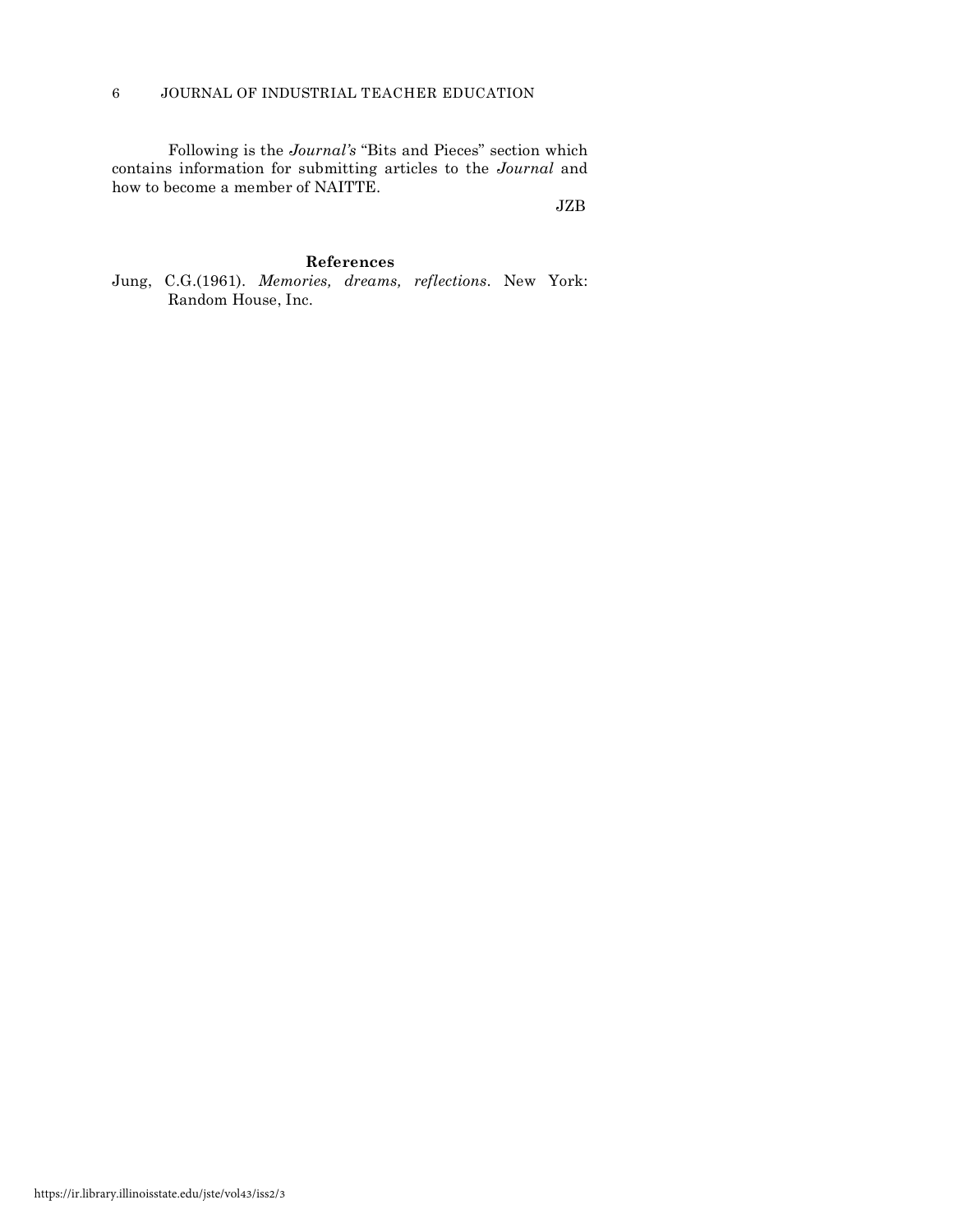Following is the *Journal's* "Bits and Pieces" section which contains information for submitting articles to the *Journal* and how to become a member of NAITTE.

JZB

## References

Jung, C.G.(1961). *Memories, dreams, reflections*. New York: Random House, Inc.